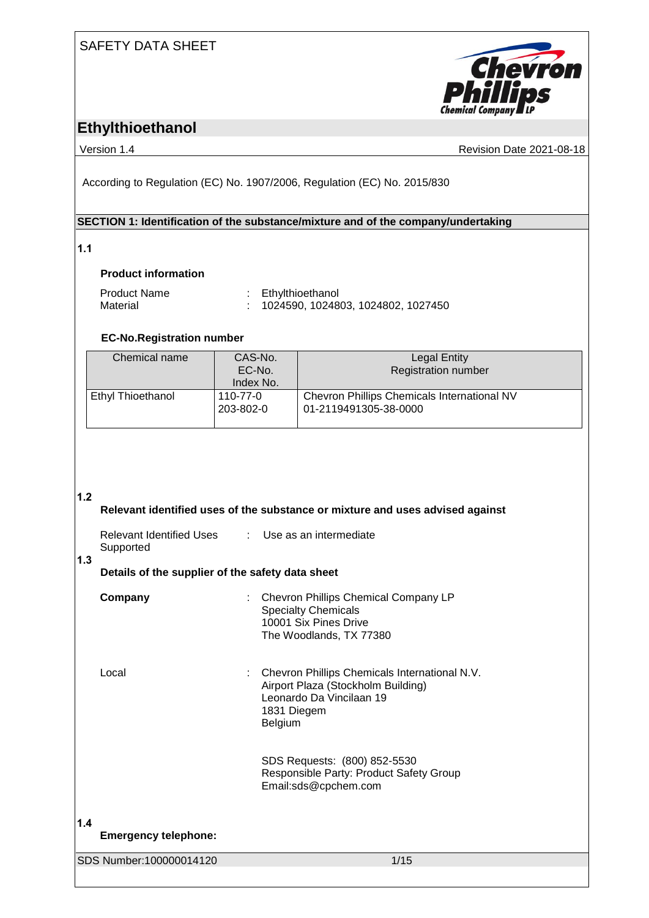SAFETY DATA SHEET

# Ethylthioethanol

Version 1.4 Revision Date 2021-08-18

According to Regulation (EC) No. 1907/2006, Regulation (EC) No. 2015/830

## SECTION 1: Identification of the substance/mixture and of the company/undertaking

**1.1**

**Product information**

Product Name : Ethylthioethanol
Material : 1024590, 1024803, 1024802, 1027450

**EC-No.Registration number**

| Chemical name | CAS-No.<br>EC-No.<br>Index No. | Legal Entity<br>Registration number |
|---|---|---|
| Ethyl Thioethanol | 110-77-0<br>203-802-0 | Chevron Phillips Chemicals International NV<br>01-2119491305-38-0000 |

**1.2**

**Relevant identified uses of the substance or mixture and uses advised against**

Relevant Identified Uses Supported : Use as an intermediate

**1.3**

**Details of the supplier of the safety data sheet**

**Company** : Chevron Phillips Chemical Company LP
Specialty Chemicals
10001 Six Pines Drive
The Woodlands, TX 77380

Local : Chevron Phillips Chemicals International N.V.
Airport Plaza (Stockholm Building)
Leonardo Da Vincilaan 19
1831 Diegem
Belgium

SDS Requests: (800) 852-5530
Responsible Party: Product Safety Group
Email:sds@cpchem.com

**1.4**

**Emergency telephone:**

SDS Number:100000014120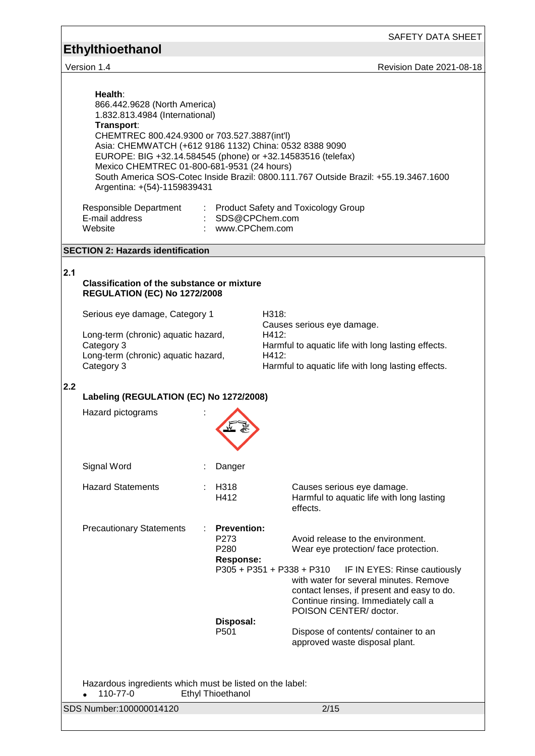**Health**:
866.442.9628 (North America)
1.832.813.4984 (International)
**Transport**:
CHEMTREC 800.424.9300 or 703.527.3887(int'l)
Asia: CHEMWATCH (+612 9186 1132) China: 0532 8388 9090
EUROPE: BIG +32.14.584545 (phone) or +32.14583516 (telefax)
Mexico CHEMTREC 01-800-681-9531 (24 hours)
South America SOS-Cotec Inside Brazil: 0800.111.767 Outside Brazil: +55.19.3467.1600
Argentina: +(54)-1159839431

| | | |
|---|---|---|
| Responsible Department | : | Product Safety and Toxicology Group |
| E-mail address | : | SDS@CPChem.com |
| Website | : | www.CPChem.com |

## SECTION 2: Hazards identification

**2.1**

**Classification of the substance or mixture**
**REGULATION (EC) No 1272/2008**

| | |
|---|---|
| Serious eye damage, Category 1 | H318: Causes serious eye damage. |
| Long-term (chronic) aquatic hazard, Category 3 | H412: Harmful to aquatic life with long lasting effects. |
| Long-term (chronic) aquatic hazard, Category 3 | H412: Harmful to aquatic life with long lasting effects. |

**2.2**

**Labeling (REGULATION (EC) No 1272/2008)**

Hazard pictograms :

Signal Word : Danger

| | | | |
|---|---|---|---|
| Hazard Statements | : | H318 | Causes serious eye damage. |
| | | H412 | Harmful to aquatic life with long lasting effects. |
| Precautionary Statements | : | **Prevention:** | |
| | | P273 | Avoid release to the environment. |
| | | P280 | Wear eye protection/ face protection. |
| | | **Response:** | |
| | | P305 + P351 + P338 + P310 | IF IN EYES: Rinse cautiously with water for several minutes. Remove contact lenses, if present and easy to do. Continue rinsing. Immediately call a POISON CENTER/ doctor. |
| | | **Disposal:** | |
| | | P501 | Dispose of contents/ container to an approved waste disposal plant. |

Hazardous ingredients which must be listed on the label:

- 110-77-0 Ethyl Thioethanol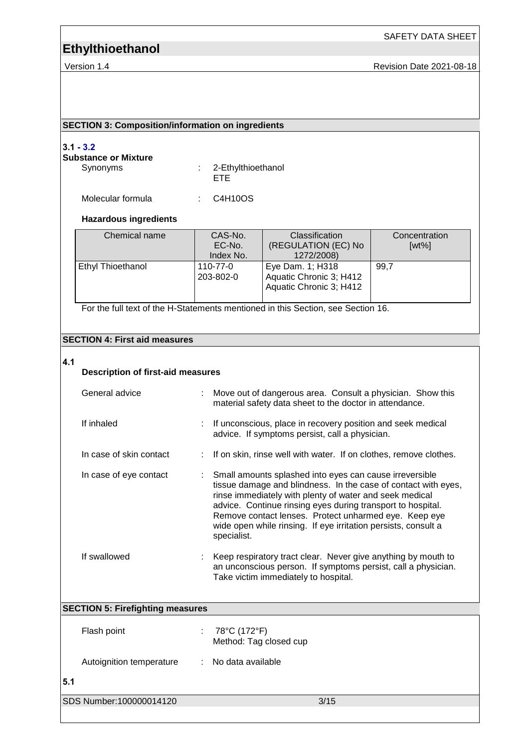## SECTION 3: Composition/information on ingredients

**3.1 - 3.2**

**Substance or Mixture**

Synonyms : 2-Ethylthioethanol
ETE

Molecular formula : C4H10OS

**Hazardous ingredients**

| Chemical name | CAS-No.<br>EC-No.<br>Index No. | Classification<br>(REGULATION (EC) No 1272/2008) | Concentration<br>[wt%] |
|---|---|---|---|
| Ethyl Thioethanol | 110-77-0<br>203-802-0 | Eye Dam. 1; H318<br>Aquatic Chronic 3; H412<br>Aquatic Chronic 3; H412 | 99,7 |

For the full text of the H-Statements mentioned in this Section, see Section 16.

## SECTION 4: First aid measures

**4.1**

**Description of first-aid measures**

General advice : Move out of dangerous area. Consult a physician. Show this material safety data sheet to the doctor in attendance.

If inhaled : If unconscious, place in recovery position and seek medical advice. If symptoms persist, call a physician.

In case of skin contact : If on skin, rinse well with water. If on clothes, remove clothes.

In case of eye contact : Small amounts splashed into eyes can cause irreversible tissue damage and blindness. In the case of contact with eyes, rinse immediately with plenty of water and seek medical advice. Continue rinsing eyes during transport to hospital. Remove contact lenses. Protect unharmed eye. Keep eye wide open while rinsing. If eye irritation persists, consult a specialist.

If swallowed : Keep respiratory tract clear. Never give anything by mouth to an unconscious person. If symptoms persist, call a physician. Take victim immediately to hospital.

## SECTION 5: Firefighting measures

Flash point : 78°C (172°F)
Method: Tag closed cup

Autoignition temperature : No data available

**5.1**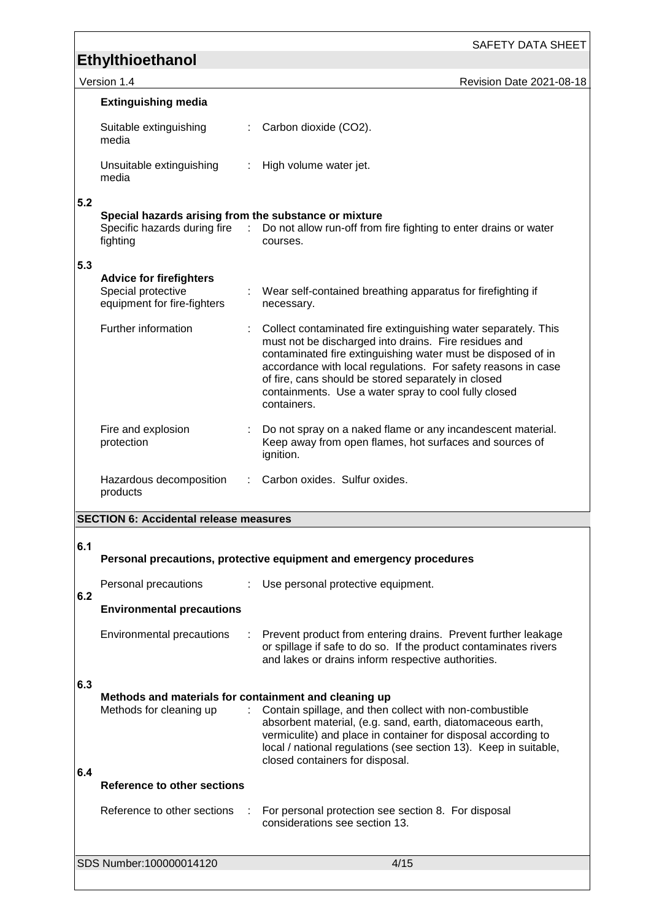**Extinguishing media**

Suitable extinguishing media : Carbon dioxide ($CO_2$).

Unsuitable extinguishing media : High volume water jet.

### 5.2 Special hazards arising from the substance or mixture

Specific hazards during fire fighting : Do not allow run-off from fire fighting to enter drains or water courses.

### 5.3 Advice for firefighters

Special protective equipment for fire-fighters : Wear self-contained breathing apparatus for firefighting if necessary.

Further information : Collect contaminated fire extinguishing water separately. This must not be discharged into drains. Fire residues and contaminated fire extinguishing water must be disposed of in accordance with local regulations. For safety reasons in case of fire, cans should be stored separately in closed containments. Use a water spray to cool fully closed containers.

Fire and explosion protection : Do not spray on a naked flame or any incandescent material. Keep away from open flames, hot surfaces and sources of ignition.

Hazardous decomposition products : Carbon oxides. Sulfur oxides.

## SECTION 6: Accidental release measures

### 6.1 Personal precautions, protective equipment and emergency procedures

Personal precautions : Use personal protective equipment.

### 6.2 Environmental precautions

Environmental precautions : Prevent product from entering drains. Prevent further leakage or spillage if safe to do so. If the product contaminates rivers and lakes or drains inform respective authorities.

### 6.3 Methods and materials for containment and cleaning up

Methods for cleaning up : Contain spillage, and then collect with non-combustible absorbent material, (e.g. sand, earth, diatomaceous earth, vermiculite) and place in container for disposal according to local / national regulations (see section 13). Keep in suitable, closed containers for disposal.

### 6.4 Reference to other sections

Reference to other sections : For personal protection see section 8. For disposal considerations see section 13.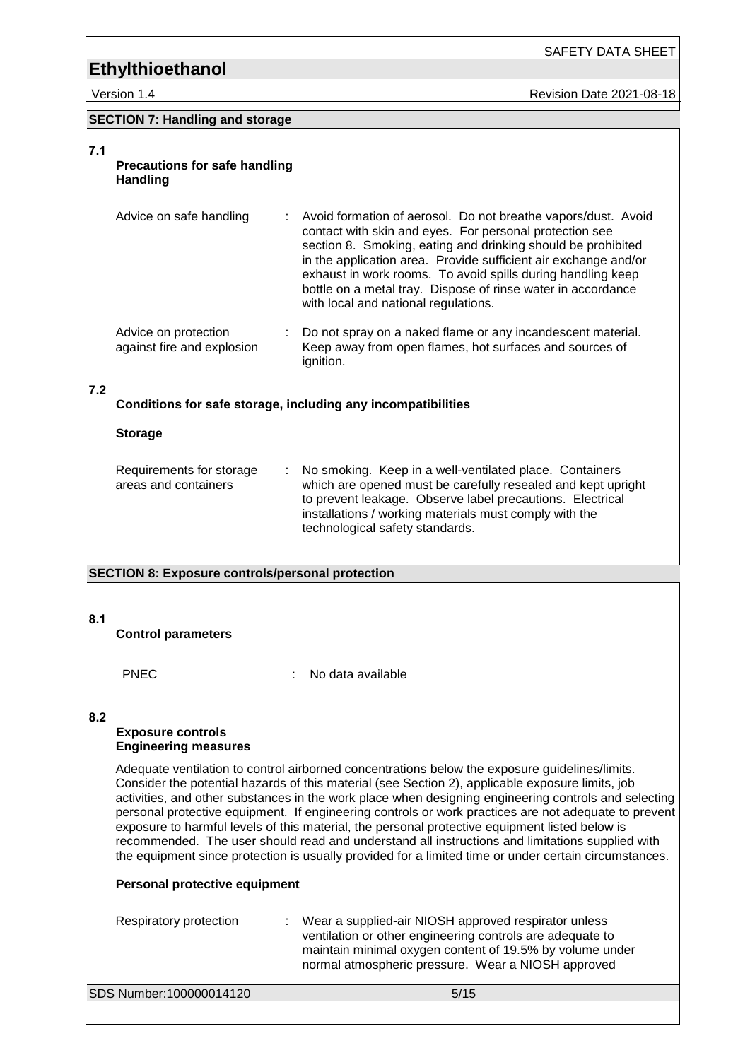## SECTION 7: Handling and storage

### 7.1 Precautions for safe handling

**Handling**

| | |
|---|---|
| Advice on safe handling | Avoid formation of aerosol. Do not breathe vapors/dust. Avoid contact with skin and eyes. For personal protection see section 8. Smoking, eating and drinking should be prohibited in the application area. Provide sufficient air exchange and/or exhaust in work rooms. To avoid spills during handling keep bottle on a metal tray. Dispose of rinse water in accordance with local and national regulations. |
| Advice on protection against fire and explosion | Do not spray on a naked flame or any incandescent material. Keep away from open flames, hot surfaces and sources of ignition. |

### 7.2 Conditions for safe storage, including any incompatibilities

**Storage**

| | |
|---|---|
| Requirements for storage areas and containers | No smoking. Keep in a well-ventilated place. Containers which are opened must be carefully resealed and kept upright to prevent leakage. Observe label precautions. Electrical installations / working materials must comply with the technological safety standards. |

## SECTION 8: Exposure controls/personal protection

### 8.1 Control parameters

| | |
|---|---|
| PNEC | No data available |

### 8.2 Exposure controls

**Engineering measures**

Adequate ventilation to control airborned concentrations below the exposure guidelines/limits. Consider the potential hazards of this material (see Section 2), applicable exposure limits, job activities, and other substances in the work place when designing engineering controls and selecting personal protective equipment. If engineering controls or work practices are not adequate to prevent exposure to harmful levels of this material, the personal protective equipment listed below is recommended. The user should read and understand all instructions and limitations supplied with the equipment since protection is usually provided for a limited time or under certain circumstances.

**Personal protective equipment**

| | |
|---|---|
| Respiratory protection | Wear a supplied-air NIOSH approved respirator unless ventilation or other engineering controls are adequate to maintain minimal oxygen content of 19.5% by volume under normal atmospheric pressure. Wear a NIOSH approved |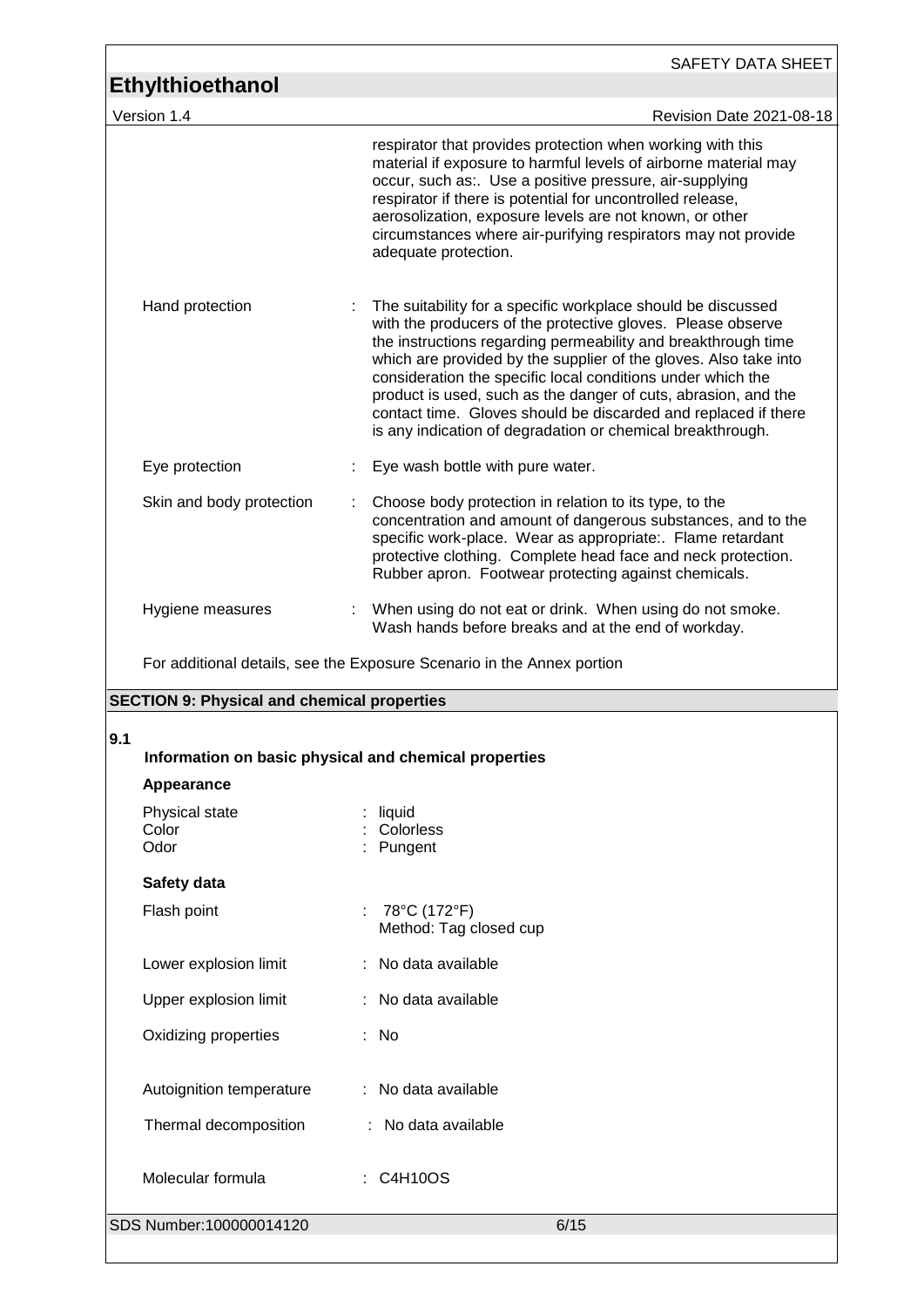respirator that provides protection when working with this material if exposure to harmful levels of airborne material may occur, such as:. Use a positive pressure, air-supplying respirator if there is potential for uncontrolled release, aerosolization, exposure levels are not known, or other circumstances where air-purifying respirators may not provide adequate protection.

| | | |
|---|---|---|
| Hand protection | : | The suitability for a specific workplace should be discussed with the producers of the protective gloves. Please observe the instructions regarding permeability and breakthrough time which are provided by the supplier of the gloves. Also take into consideration the specific local conditions under which the product is used, such as the danger of cuts, abrasion, and the contact time. Gloves should be discarded and replaced if there is any indication of degradation or chemical breakthrough. |
| Eye protection | : | Eye wash bottle with pure water. |
| Skin and body protection | : | Choose body protection in relation to its type, to the concentration and amount of dangerous substances, and to the specific work-place. Wear as appropriate:. Flame retardant protective clothing. Complete head face and neck protection. Rubber apron. Footwear protecting against chemicals. |
| Hygiene measures | : | When using do not eat or drink. When using do not smoke. Wash hands before breaks and at the end of workday. |

For additional details, see the Exposure Scenario in the Annex portion

## SECTION 9: Physical and chemical properties

**9.1**

### Information on basic physical and chemical properties

**Appearance**

| | | |
|---|---|---|
| Physical state | : | liquid |
| Color | : | Colorless |
| Odor | : | Pungent |

**Safety data**

| | | |
|---|---|---|
| Flash point | : | 78°C (172°F)<br>Method: Tag closed cup |
| Lower explosion limit | : | No data available |
| Upper explosion limit | : | No data available |
| Oxidizing properties | : | No |
| Autoignition temperature | : | No data available |
| Thermal decomposition | : | No data available |
| Molecular formula | : | $C_4H_{10}OS$ |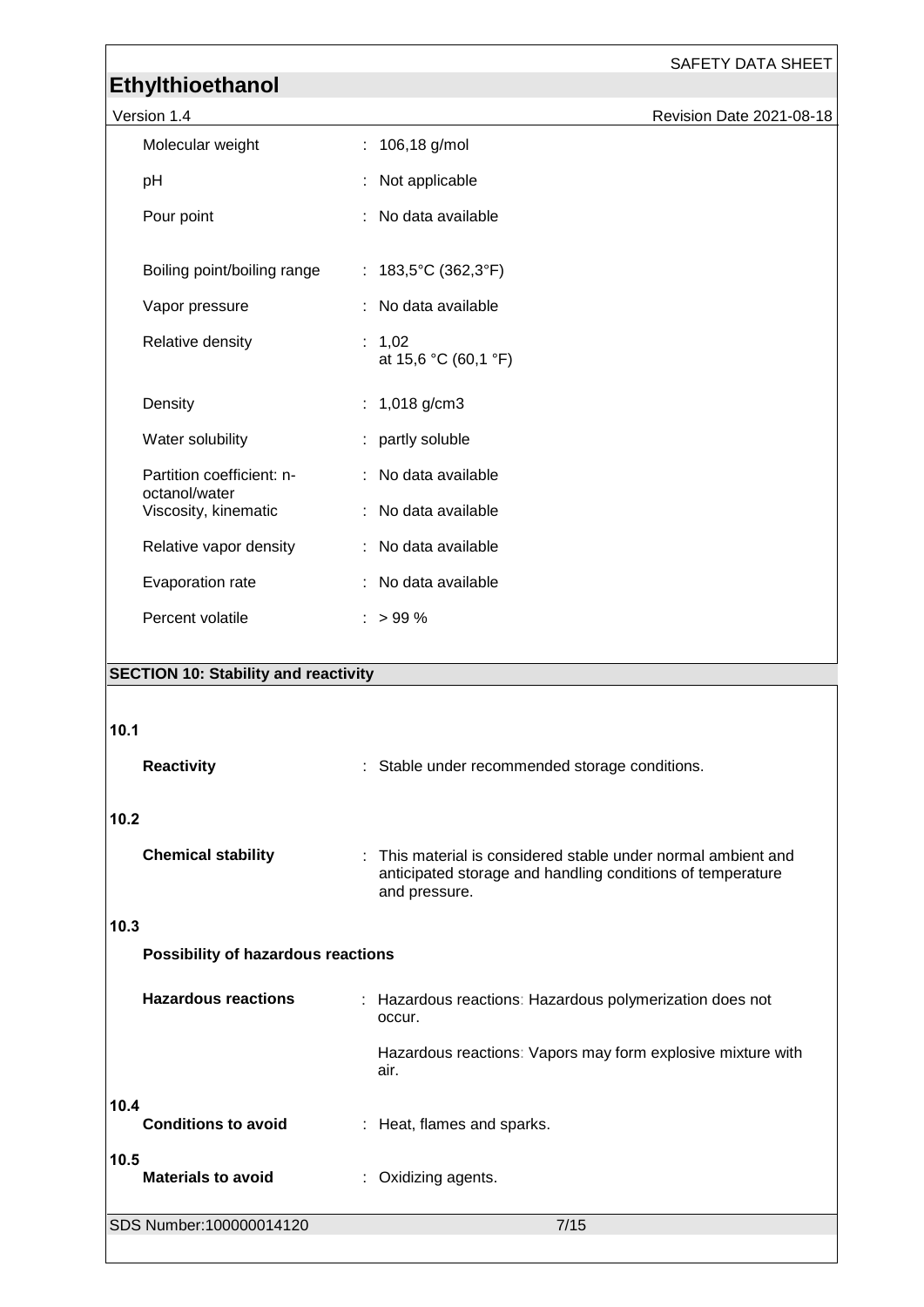| | |
|---|---|
| Molecular weight | : 106,18 g/mol |
| pH | : Not applicable |
| Pour point | : No data available |
| Boiling point/boiling range | : 183,5°C (362,3°F) |
| Vapor pressure | : No data available |
| Relative density | : 1,02 at 15,6 °C (60,1 °F) |
| Density | : 1,018 g/cm3 |
| Water solubility | : partly soluble |
| Partition coefficient: n-octanol/water | : No data available |
| Viscosity, kinematic | : No data available |
| Relative vapor density | : No data available |
| Evaporation rate | : No data available |
| Percent volatile | : > 99 % |

## SECTION 10: Stability and reactivity

**10.1**

**Reactivity** : Stable under recommended storage conditions.

**10.2**

**Chemical stability** : This material is considered stable under normal ambient and anticipated storage and handling conditions of temperature and pressure.

**10.3**

**Possibility of hazardous reactions**

**Hazardous reactions** : Hazardous reactions: Hazardous polymerization does not occur.

Hazardous reactions: Vapors may form explosive mixture with air.

**10.4**

**Conditions to avoid** : Heat, flames and sparks.

**10.5**

**Materials to avoid** : Oxidizing agents.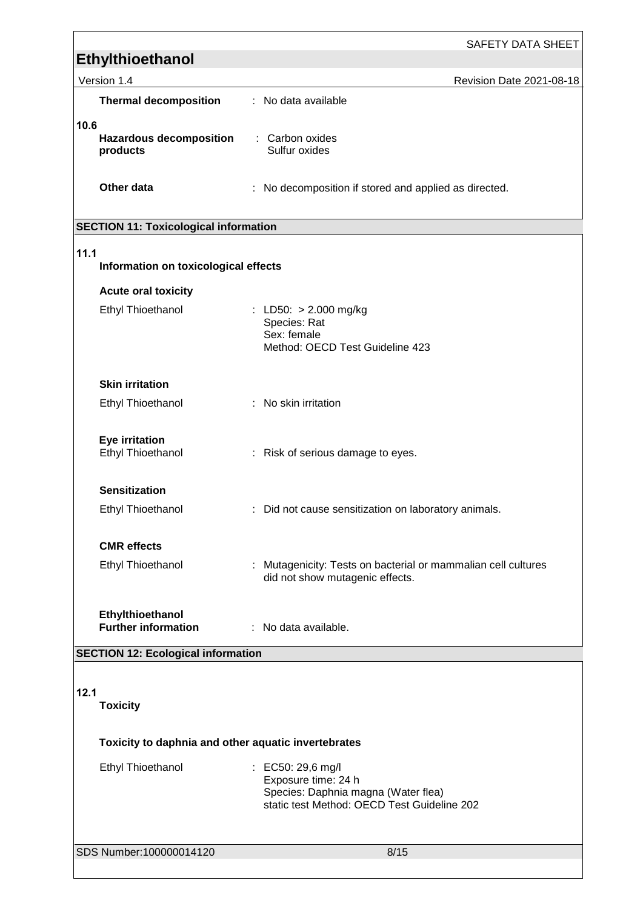**Thermal decomposition** : No data available

**10.6**

**Hazardous decomposition products** : Carbon oxides
Sulfur oxides

**Other data** : No decomposition if stored and applied as directed.

## SECTION 11: Toxicological information

**11.1**

**Information on toxicological effects**

**Acute oral toxicity**

Ethyl Thioethanol : LD50: > 2.000 mg/kg
Species: Rat
Sex: female
Method: OECD Test Guideline 423

**Skin irritation**

Ethyl Thioethanol : No skin irritation

**Eye irritation**

Ethyl Thioethanol : Risk of serious damage to eyes.

**Sensitization**

Ethyl Thioethanol : Did not cause sensitization on laboratory animals.

**CMR effects**

Ethyl Thioethanol : Mutagenicity: Tests on bacterial or mammalian cell cultures did not show mutagenic effects.

**Ethylthioethanol**
**Further information** : No data available.

## SECTION 12: Ecological information

**12.1**

**Toxicity**

**Toxicity to daphnia and other aquatic invertebrates**

Ethyl Thioethanol : EC50: 29,6 mg/l
Exposure time: 24 h
Species: Daphnia magna (Water flea)
static test Method: OECD Test Guideline 202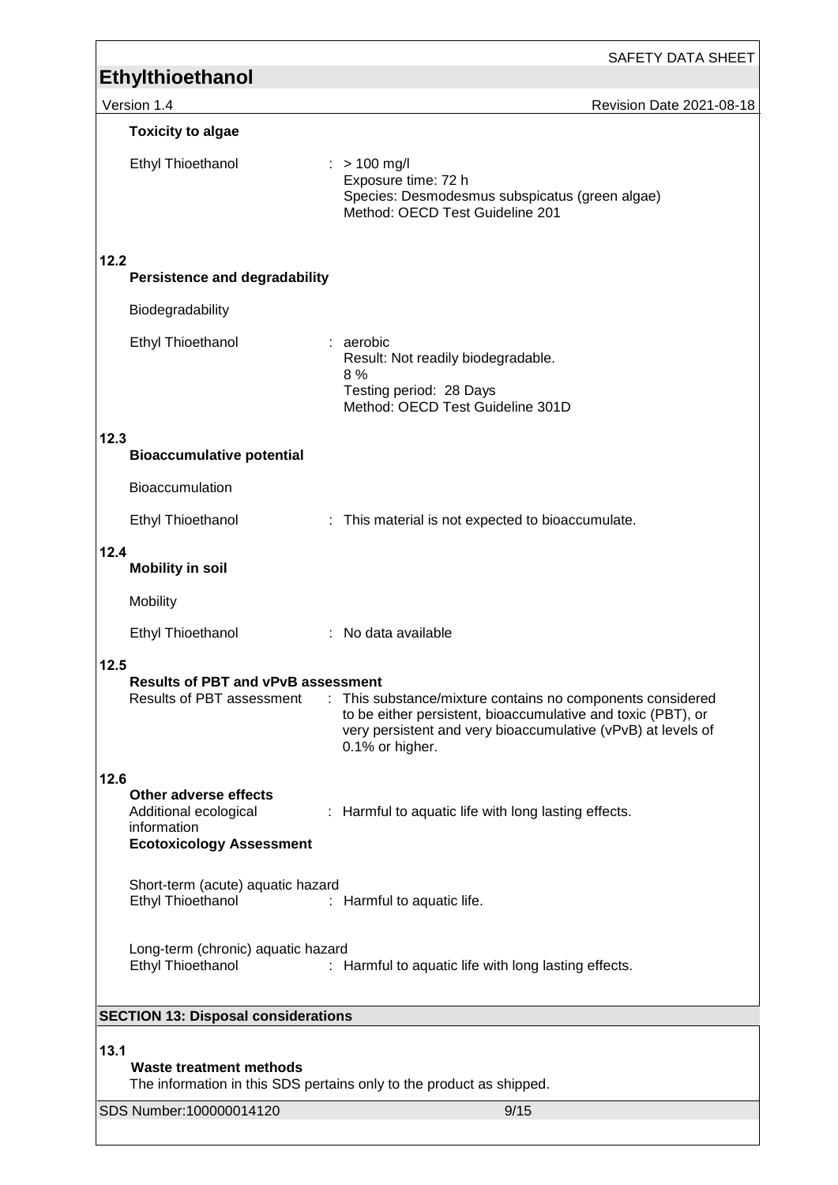**Toxicity to algae**

Ethyl Thioethanol : > 100 mg/l
Exposure time: 72 h
Species: Desmodesmus subspicatus (green algae)
Method: OECD Test Guideline 201

**12.2**

**Persistence and degradability**

Biodegradability

Ethyl Thioethanol : aerobic
Result: Not readily biodegradable.
8 %
Testing period: 28 Days
Method: OECD Test Guideline 301D

**12.3**

**Bioaccumulative potential**

Bioaccumulation

Ethyl Thioethanol : This material is not expected to bioaccumulate.

**12.4**

**Mobility in soil**

Mobility

Ethyl Thioethanol : No data available

**12.5**

**Results of PBT and vPvB assessment**

Results of PBT assessment : This substance/mixture contains no components considered to be either persistent, bioaccumulative and toxic (PBT), or very persistent and very bioaccumulative (vPvB) at levels of 0.1% or higher.

**12.6**

**Other adverse effects**

Additional ecological information : Harmful to aquatic life with long lasting effects.

**Ecotoxicology Assessment**

Short-term (acute) aquatic hazard
Ethyl Thioethanol : Harmful to aquatic life.

Long-term (chronic) aquatic hazard
Ethyl Thioethanol : Harmful to aquatic life with long lasting effects.

## SECTION 13: Disposal considerations

**13.1**

**Waste treatment methods**

The information in this SDS pertains only to the product as shipped.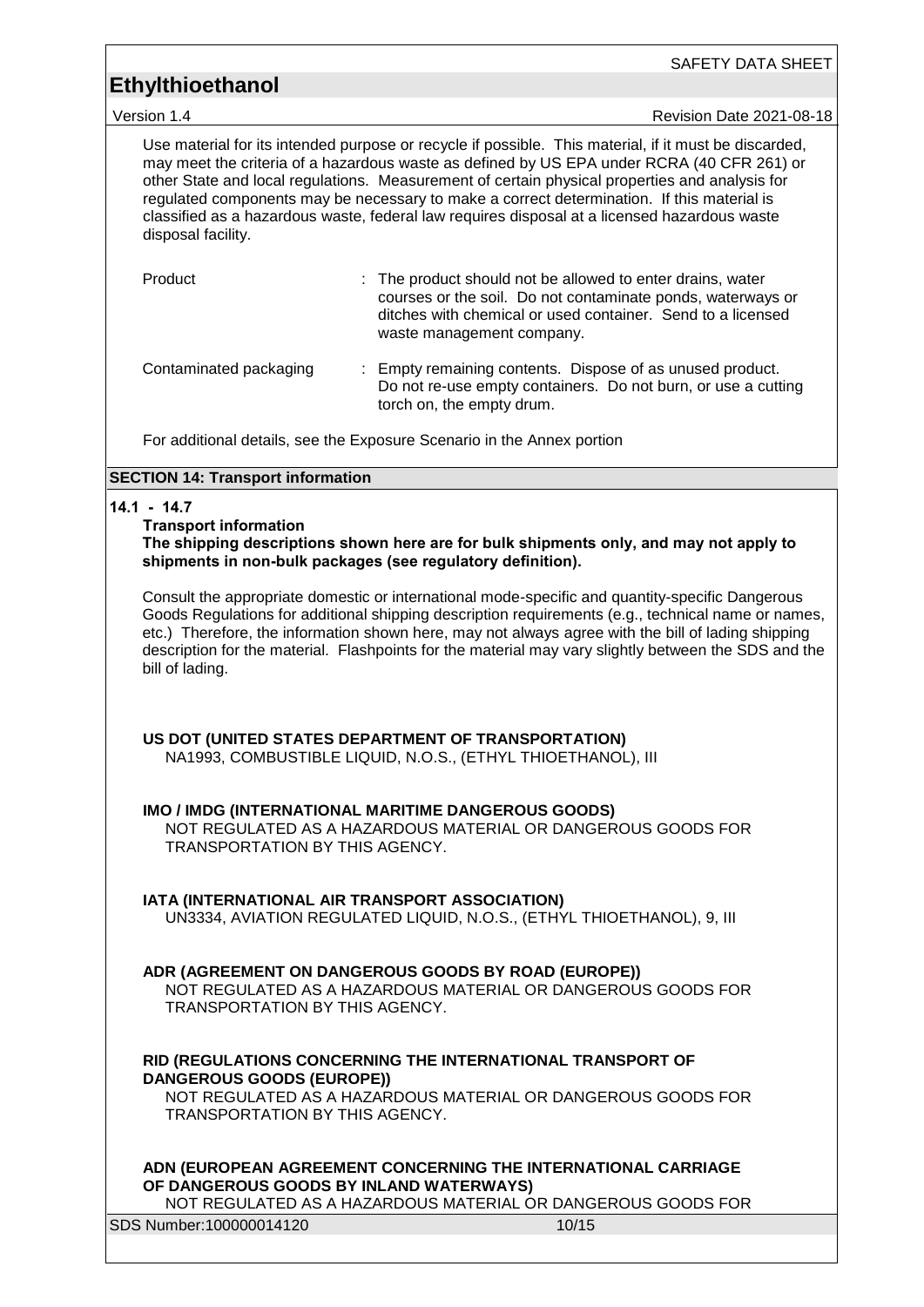Use material for its intended purpose or recycle if possible. This material, if it must be discarded, may meet the criteria of a hazardous waste as defined by US EPA under RCRA (40 CFR 261) or other State and local regulations. Measurement of certain physical properties and analysis for regulated components may be necessary to make a correct determination. If this material is classified as a hazardous waste, federal law requires disposal at a licensed hazardous waste disposal facility.

| | |
|---|---|
| Product | : The product should not be allowed to enter drains, water courses or the soil. Do not contaminate ponds, waterways or ditches with chemical or used container. Send to a licensed waste management company. |
| Contaminated packaging | : Empty remaining contents. Dispose of as unused product. Do not re-use empty containers. Do not burn, or use a cutting torch on, the empty drum. |

For additional details, see the Exposure Scenario in the Annex portion

## SECTION 14: Transport information

**14.1 - 14.7**

**Transport information**

**The shipping descriptions shown here are for bulk shipments only, and may not apply to shipments in non-bulk packages (see regulatory definition).**

Consult the appropriate domestic or international mode-specific and quantity-specific Dangerous Goods Regulations for additional shipping description requirements (e.g., technical name or names, etc.) Therefore, the information shown here, may not always agree with the bill of lading shipping description for the material. Flashpoints for the material may vary slightly between the SDS and the bill of lading.

**US DOT (UNITED STATES DEPARTMENT OF TRANSPORTATION)**

NA1993, COMBUSTIBLE LIQUID, N.O.S., (ETHYL THIOETHANOL), III

**IMO / IMDG (INTERNATIONAL MARITIME DANGEROUS GOODS)**

NOT REGULATED AS A HAZARDOUS MATERIAL OR DANGEROUS GOODS FOR TRANSPORTATION BY THIS AGENCY.

**IATA (INTERNATIONAL AIR TRANSPORT ASSOCIATION)**

UN3334, AVIATION REGULATED LIQUID, N.O.S., (ETHYL THIOETHANOL), 9, III

**ADR (AGREEMENT ON DANGEROUS GOODS BY ROAD (EUROPE))**

NOT REGULATED AS A HAZARDOUS MATERIAL OR DANGEROUS GOODS FOR TRANSPORTATION BY THIS AGENCY.

**RID (REGULATIONS CONCERNING THE INTERNATIONAL TRANSPORT OF DANGEROUS GOODS (EUROPE))**

NOT REGULATED AS A HAZARDOUS MATERIAL OR DANGEROUS GOODS FOR TRANSPORTATION BY THIS AGENCY.

**ADN (EUROPEAN AGREEMENT CONCERNING THE INTERNATIONAL CARRIAGE OF DANGEROUS GOODS BY INLAND WATERWAYS)**

NOT REGULATED AS A HAZARDOUS MATERIAL OR DANGEROUS GOODS FOR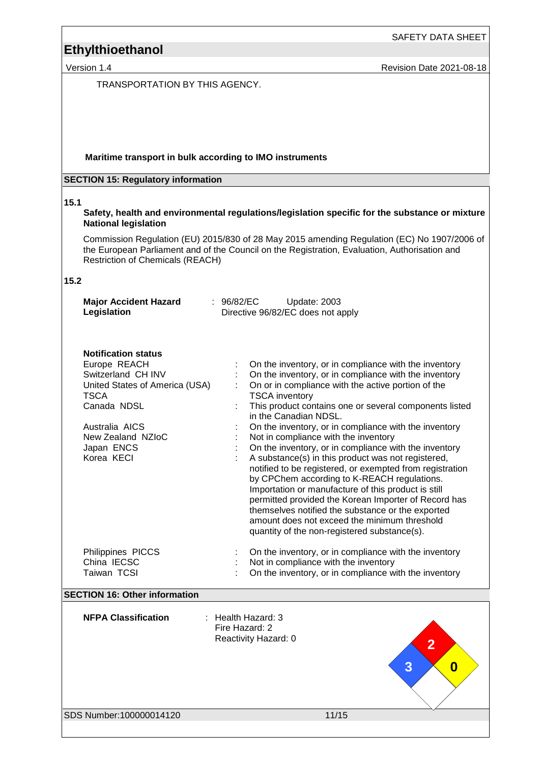TRANSPORTATION BY THIS AGENCY.

**Maritime transport in bulk according to IMO instruments**

## SECTION 15: Regulatory information

**15.1**

**Safety, health and environmental regulations/legislation specific for the substance or mixture**
**National legislation**

Commission Regulation (EU) 2015/830 of 28 May 2015 amending Regulation (EC) No 1907/2006 of the European Parliament and of the Council on the Registration, Evaluation, Authorisation and Restriction of Chemicals (REACH)

**15.2**

**Major Accident Hazard Legislation** : 96/82/EC Update: 2003
Directive 96/82/EC does not apply

**Notification status**

| | |
|---|---|
| Europe REACH | : On the inventory, or in compliance with the inventory |
| Switzerland CH INV | : On the inventory, or in compliance with the inventory |
| United States of America (USA) TSCA | : On or in compliance with the active portion of the TSCA inventory |
| Canada NDSL | : This product contains one or several components listed in the Canadian NDSL. |
| Australia AICS | : On the inventory, or in compliance with the inventory |
| New Zealand NZIoC | : Not in compliance with the inventory |
| Japan ENCS | : On the inventory, or in compliance with the inventory |
| Korea KECI | : A substance(s) in this product was not registered, notified to be registered, or exempted from registration by CPChem according to K-REACH regulations. Importation or manufacture of this product is still permitted provided the Korean Importer of Record has themselves notified the substance or the exported amount does not exceed the minimum threshold quantity of the non-registered substance(s). |
| Philippines PICCS | : On the inventory, or in compliance with the inventory |
| China IECSC | : Not in compliance with the inventory |
| Taiwan TCSI | : On the inventory, or in compliance with the inventory |

## SECTION 16: Other information

**NFPA Classification** : Health Hazard: 3
Fire Hazard: 2
Reactivity Hazard: 0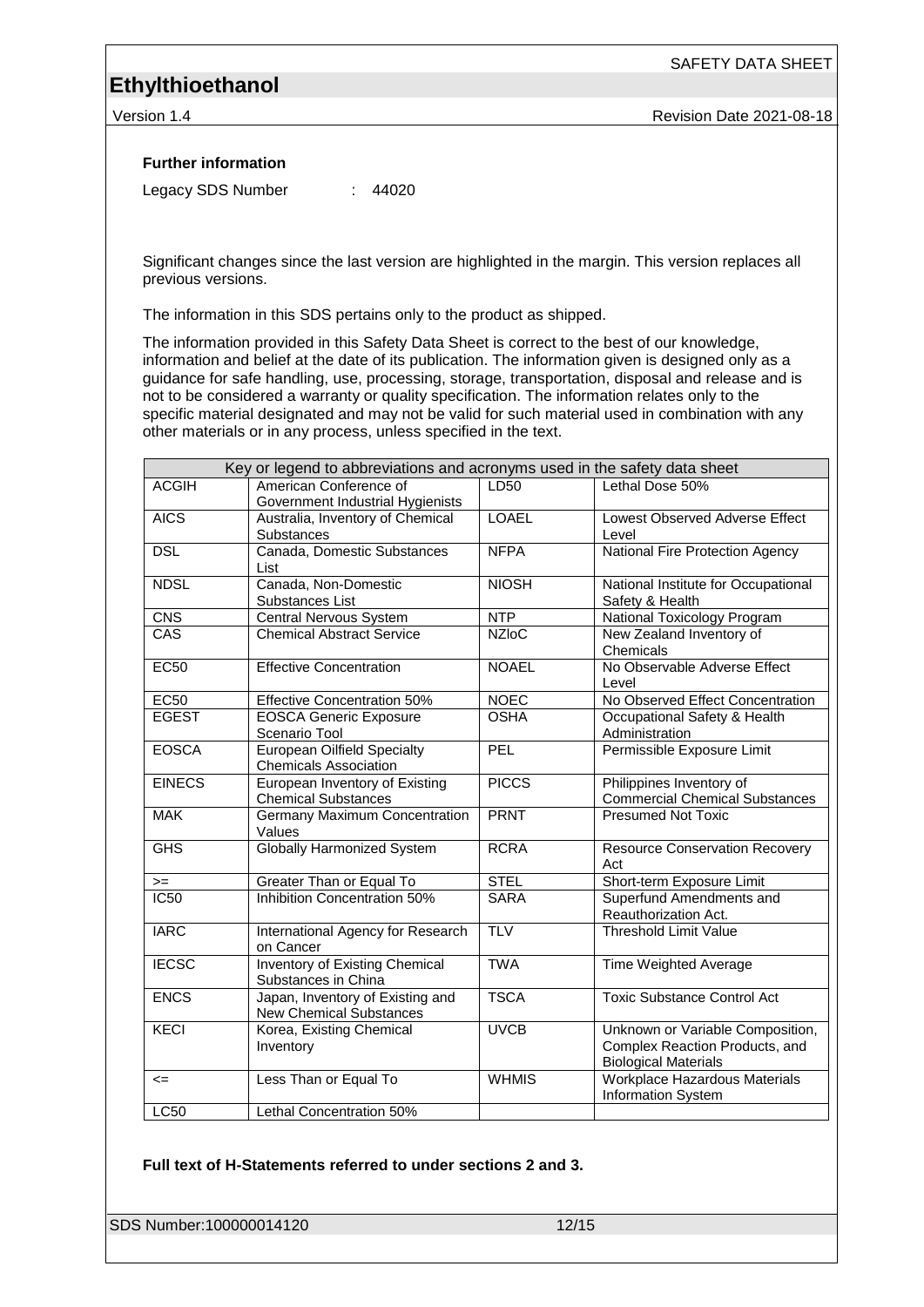#### Further information

Legacy SDS Number : 44020

Significant changes since the last version are highlighted in the margin. This version replaces all previous versions.

The information in this SDS pertains only to the product as shipped.

The information provided in this Safety Data Sheet is correct to the best of our knowledge, information and belief at the date of its publication. The information given is designed only as a guidance for safe handling, use, processing, storage, transportation, disposal and release and is not to be considered a warranty or quality specification. The information relates only to the specific material designated and may not be valid for such material used in combination with any other materials or in any process, unless specified in the text.

| Key or legend to abbreviations and acronyms used in the safety data sheet | | | |
|---|---|---|---|
| ACGIH | American Conference of Government Industrial Hygienists | LD50 | Lethal Dose 50% |
| AICS | Australia, Inventory of Chemical Substances | LOAEL | Lowest Observed Adverse Effect Level |
| DSL | Canada, Domestic Substances List | NFPA | National Fire Protection Agency |
| NDSL | Canada, Non-Domestic Substances List | NIOSH | National Institute for Occupational Safety & Health |
| CNS | Central Nervous System | NTP | National Toxicology Program |
| CAS | Chemical Abstract Service | NZIoC | New Zealand Inventory of Chemicals |
| EC50 | Effective Concentration | NOAEL | No Observable Adverse Effect Level |
| EC50 | Effective Concentration 50% | NOEC | No Observed Effect Concentration |
| EGEST | EOSCA Generic Exposure Scenario Tool | OSHA | Occupational Safety & Health Administration |
| EOSCA | European Oilfield Specialty Chemicals Association | PEL | Permissible Exposure Limit |
| EINECS | European Inventory of Existing Chemical Substances | PICCS | Philippines Inventory of Commercial Chemical Substances |
| MAK | Germany Maximum Concentration Values | PRNT | Presumed Not Toxic |
| GHS | Globally Harmonized System | RCRA | Resource Conservation Recovery Act |
| >= | Greater Than or Equal To | STEL | Short-term Exposure Limit |
| IC50 | Inhibition Concentration 50% | SARA | Superfund Amendments and Reauthorization Act. |
| IARC | International Agency for Research on Cancer | TLV | Threshold Limit Value |
| IECSC | Inventory of Existing Chemical Substances in China | TWA | Time Weighted Average |
| ENCS | Japan, Inventory of Existing and New Chemical Substances | TSCA | Toxic Substance Control Act |
| KECI | Korea, Existing Chemical Inventory | UVCB | Unknown or Variable Composition, Complex Reaction Products, and Biological Materials |
| <= | Less Than or Equal To | WHMIS | Workplace Hazardous Materials Information System |
| LC50 | Lethal Concentration 50% | | |

**Full text of H-Statements referred to under sections 2 and 3.**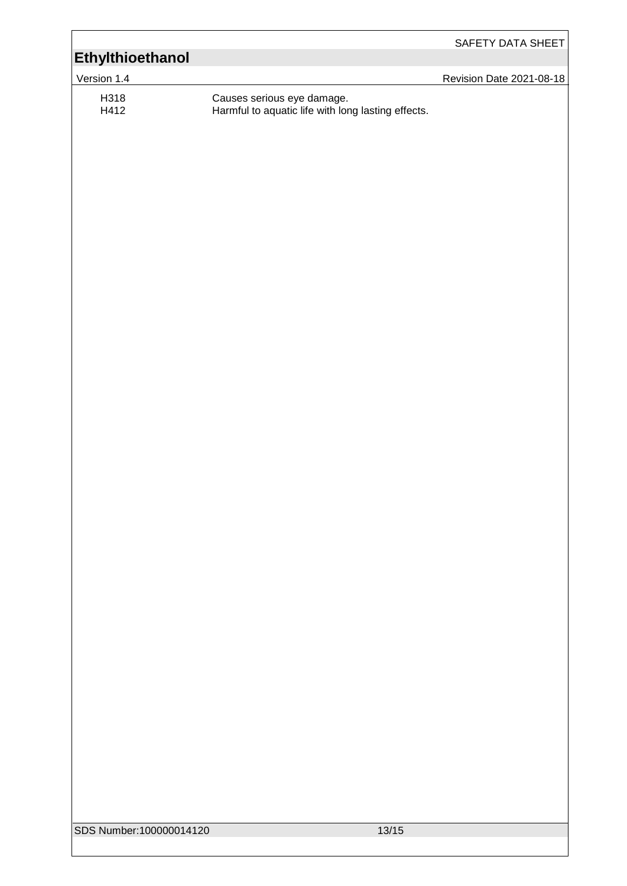| | |
|---|---|
| H318 | Causes serious eye damage. |
| H412 | Harmful to aquatic life with long lasting effects. |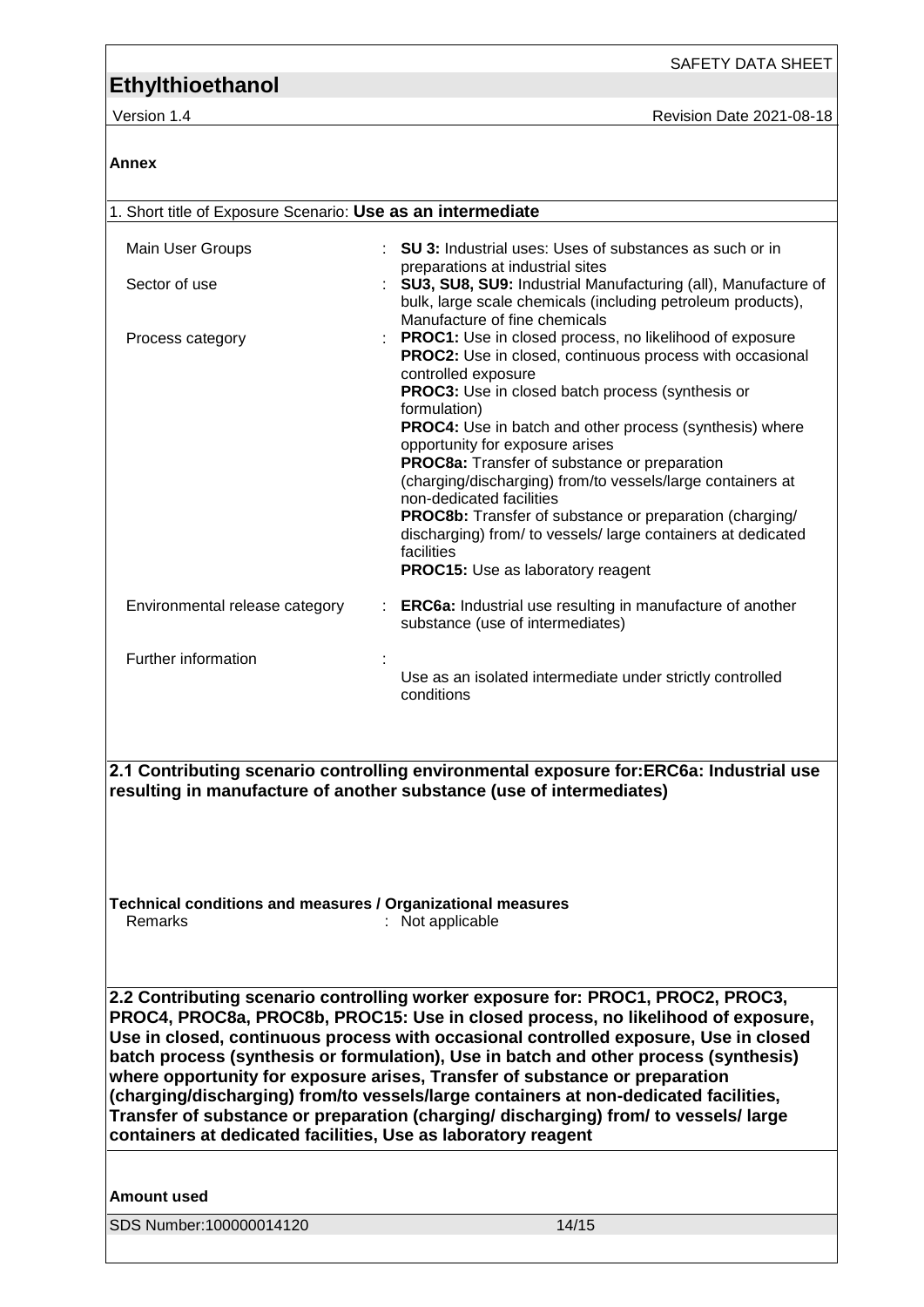## Annex

1. Short title of Exposure Scenario: **Use as an intermediate**

| | |
|---|---|
| Main User Groups | : **SU 3:** Industrial uses: Uses of substances as such or in preparations at industrial sites |
| Sector of use | : **SU3, SU8, SU9:** Industrial Manufacturing (all), Manufacture of bulk, large scale chemicals (including petroleum products), Manufacture of fine chemicals |
| Process category | : **PROC1:** Use in closed process, no likelihood of exposure<br>**PROC2:** Use in closed, continuous process with occasional controlled exposure<br>**PROC3:** Use in closed batch process (synthesis or formulation)<br>**PROC4:** Use in batch and other process (synthesis) where opportunity for exposure arises<br>**PROC8a:** Transfer of substance or preparation (charging/discharging) from/to vessels/large containers at non-dedicated facilities<br>**PROC8b:** Transfer of substance or preparation (charging/ discharging) from/ to vessels/ large containers at dedicated facilities<br>**PROC15:** Use as laboratory reagent |
| Environmental release category | : **ERC6a:** Industrial use resulting in manufacture of another substance (use of intermediates) |
| Further information | : Use as an isolated intermediate under strictly controlled conditions |

**2.1 Contributing scenario controlling environmental exposure for:ERC6a: Industrial use resulting in manufacture of another substance (use of intermediates)**

**Technical conditions and measures / Organizational measures**

Remarks : Not applicable

**2.2 Contributing scenario controlling worker exposure for: PROC1, PROC2, PROC3, PROC4, PROC8a, PROC8b, PROC15: Use in closed process, no likelihood of exposure, Use in closed, continuous process with occasional controlled exposure, Use in closed batch process (synthesis or formulation), Use in batch and other process (synthesis) where opportunity for exposure arises, Transfer of substance or preparation (charging/discharging) from/to vessels/large containers at non-dedicated facilities, Transfer of substance or preparation (charging/ discharging) from/ to vessels/ large containers at dedicated facilities, Use as laboratory reagent**

**Amount used**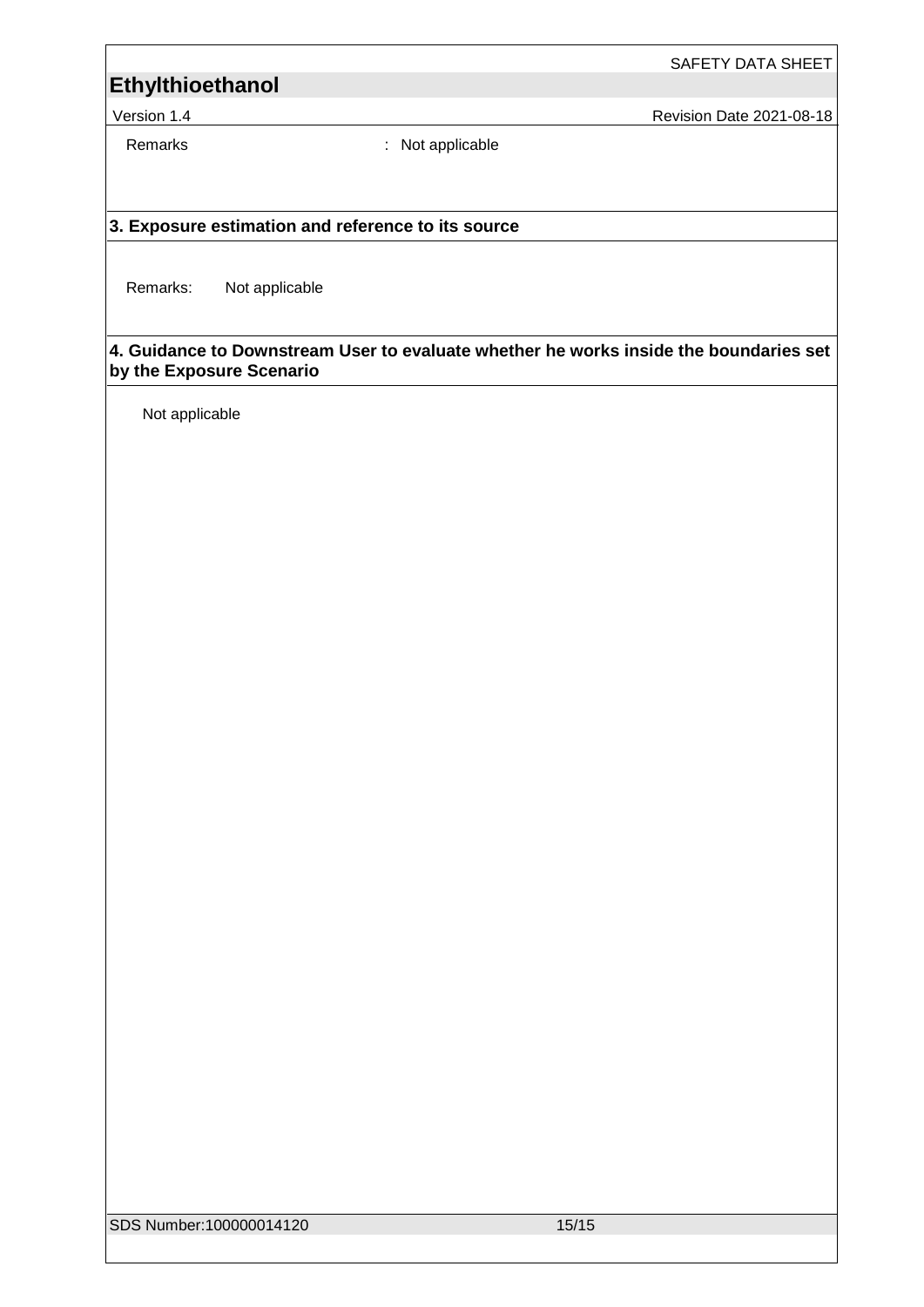Remarks : Not applicable

## 3. Exposure estimation and reference to its source

Remarks: Not applicable

## 4. Guidance to Downstream User to evaluate whether he works inside the boundaries set by the Exposure Scenario

Not applicable